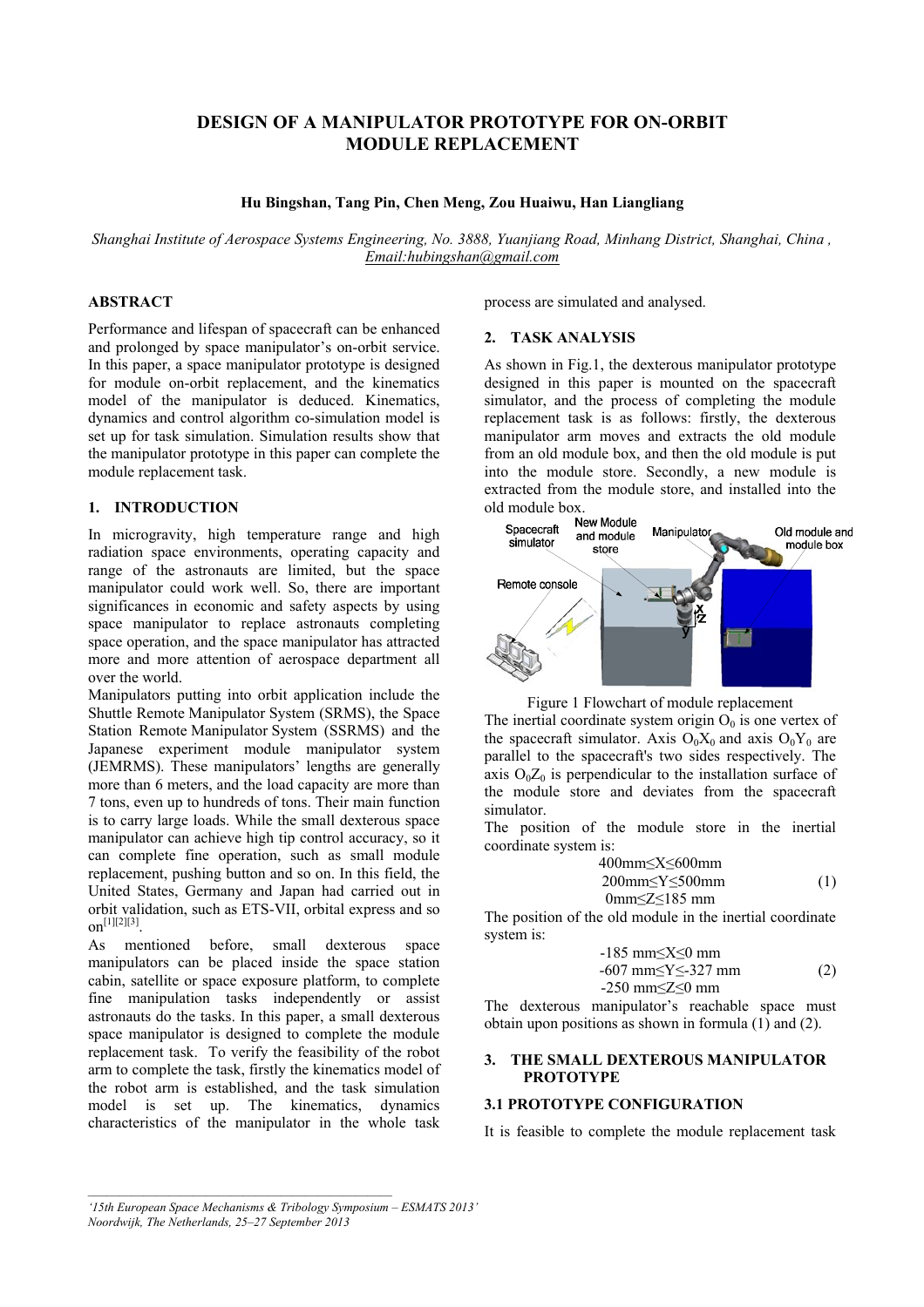# DESIGN OF A MANIPULATOR PROTOTYPE FOR ON-ORBIT MODULE REPLACEMENT

**Hu Bingshan, Tang Pin, Chen Meng, Zou Huaiwu, Han Liangliang**

*Shanghai Institute of Aerospace Systems Engineering, No. 3888, Yuanjiang Road, Minhang District, Shanghai, China , Email:hubingshan@gmail.com*

## ABSTRACT

Performance and lifespan of spacecraft can be enhanced and prolonged by space manipulator's on-orbit service. In this paper, a space manipulator prototype is designed for module on-orbit replacement, and the kinematics model of the manipulator is deduced. Kinematics, dynamics and control algorithm co-simulation model is set up for task simulation. Simulation results show that the manipulator prototype in this paper can complete the module replacement task.

## 1. INTRODUCTION

In microgravity, high temperature range and high radiation space environments, operating capacity and range of the astronauts are limited, but the space manipulator could work well. So, there are important significances in economic and safety aspects by using space manipulator to replace astronauts completing space operation, and the space manipulator has attracted more and more attention of aerospace department all over the world.

Manipulators putting into orbit application include the Shuttle Remote Manipulator System (SRMS), the Space Station Remote Manipulator System (SSRMS) and the Japanese experiment module manipulator system (JEMRMS). These manipulators' lengths are generally more than 6 meters, and the load capacity are more than 7 tons, even up to hundreds of tons. Their main function is to carry large loads. While the small dexterous space manipulator can achieve high tip control accuracy, so it can complete fine operation, such as small module replacement, pushing button and so on. In this field, the United States, Germany and Japan had carried out in orbit validation, such as ETS-VII, orbital express and so on[1][2][3].

As mentioned before, small dexterous space manipulators can be placed inside the space station cabin, satellite or space exposure platform, to complete fine manipulation tasks independently or assist astronauts do the tasks. In this paper, a small dexterous space manipulator is designed to complete the module replacement task. To verify the feasibility of the robot arm to complete the task, firstly the kinematics model of the robot arm is established, and the task simulation model is set up. The kinematics, dynamics characteristics of the manipulator in the whole task process are simulated and analysed.

## 2. TASK ANALYSIS

As shown in Fig.1, the dexterous manipulator prototype designed in this paper is mounted on the spacecraft simulator, and the process of completing the module replacement task is as follows: firstly, the dexterous manipulator arm moves and extracts the old module from an old module box, and then the old module is put into the module store. Secondly, a new module is extracted from the module store, and installed into the old module box.

Figure 1 Flowchart of module replacement

The inertial coordinate system origin $O_0$ is one vertex of the spacecraft simulator. Axis $O_0X_0$ and axis $O_0Y_0$ are parallel to the spacecraft's two sides respectively. The axis $O_0Z_0$ is perpendicular to the installation surface of the module store and deviates from the spacecraft simulator.

The position of the module store in the inertial coordinate system is:

$$
\begin{aligned}
&400\text{mm} \le X \le 600\text{mm} \\
&200\text{mm} \le Y \le 500\text{mm} \\
&0\text{mm} \le Z \le 185\text{ mm}
\end{aligned} \tag{1}
$$

The position of the old module in the inertial coordinate system is:

$$
\begin{aligned}
&-185\text{ mm} \le X \le 0\text{ mm} \\
&-607\text{ mm} \le Y \le -327\text{ mm} \\
&-250\text{ mm} \le Z \le 0\text{ mm}
\end{aligned} \tag{2}
$$

The dexterous manipulator's reachable space must obtain upon positions as shown in formula (1) and (2).

## 3. THE SMALL DEXTEROUS MANIPULATOR PROTOTYPE

### 3.1 PROTOTYPE CONFIGURATION

It is feasible to complete the module replacement task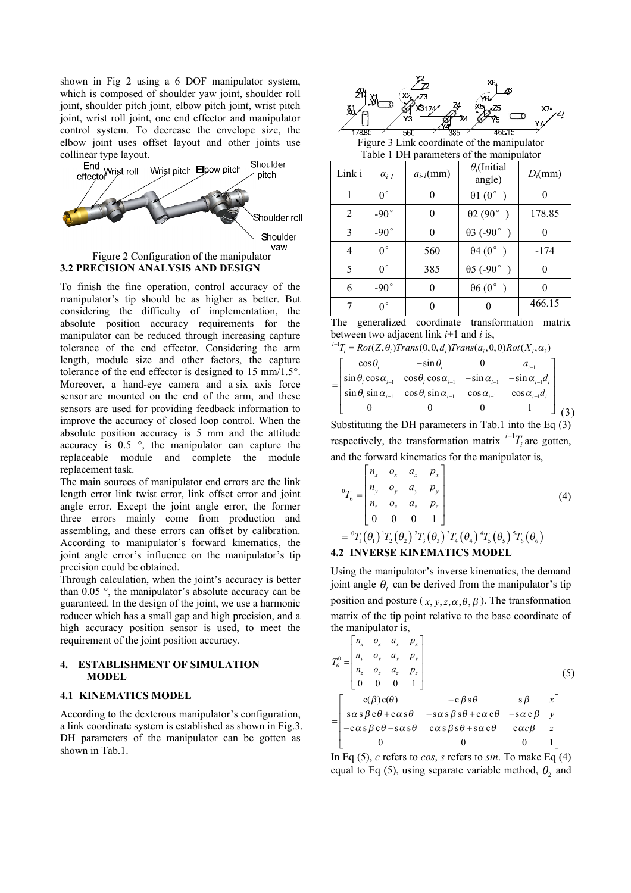shown in Fig 2 using a 6 DOF manipulator system, which is composed of shoulder yaw joint, shoulder roll joint, shoulder pitch joint, elbow pitch joint, wrist pitch joint, wrist roll joint, one end effector and manipulator control system. To decrease the envelope size, the elbow joint uses offset layout and other joints use collinear type layout.

Figure 2 Configuration of the manipulator

### 3.2 PRECISION ANALYSIS AND DESIGN

To finish the fine operation, control accuracy of the manipulator's tip should be as higher as better. But considering the difficulty of implementation, the absolute position accuracy requirements for the manipulator can be reduced through increasing capture tolerance of the end effector. Considering the arm length, module size and other factors, the capture tolerance of the end effector is designed to 15 mm/1.5°. Moreover, a hand-eye camera and a six axis force sensor are mounted on the end of the arm, and these sensors are used for providing feedback information to improve the accuracy of closed loop control. When the absolute position accuracy is 5 mm and the attitude accuracy is 0.5 °, the manipulator can capture the replaceable module and complete the module replacement task.

The main sources of manipulator end errors are the link length error link twist error, link offset error and joint angle error. Except the joint angle error, the former three errors mainly come from production and assembling, and these errors can offset by calibration. According to manipulator's forward kinematics, the joint angle error's influence on the manipulator's tip precision could be obtained.

Through calculation, when the joint's accuracy is better than 0.05 °, the manipulator's absolute accuracy can be guaranteed. In the design of the joint, we use a harmonic reducer which has a small gap and high precision, and a high accuracy position sensor is used, to meet the requirement of the joint position accuracy.

## 4. ESTABLISHMENT OF SIMULATION MODEL

### 4.1 KINEMATICS MODEL

According to the dexterous manipulator's configuration, a link coordinate system is established as shown in Fig.3. DH parameters of the manipulator can be gotten as shown in Tab.1.

Figure 3 Link coordinate of the manipulator

Table 1 DH parameters of the manipulator

| Link i | $\alpha_{i-1}$ | $a_{i-1}$(mm) | $\theta_i$(Initial angle) | $D_i$(mm) |
|---|---|---|---|---|
| 1 | 0° | 0 | θ1 (0° ) | 0 |
| 2 | -90° | 0 | θ2 (90° ) | 178.85 |
| 3 | -90° | 0 | θ3 (-90° ) | 0 |
| 4 | 0° | 560 | θ4 (0° ) | -174 |
| 5 | 0° | 385 | θ5 (-90° ) | 0 |
| 6 | -90° | 0 | θ6 (0° ) | 0 |
| 7 | 0° | 0 | 0 | 466.15 |

The generalized coordinate transformation matrix between two adjacent link $i$+1 and $i$ is,

$$
{}^{i-1}T_i = Rot(Z,\theta_i)Trans(0,0,d_i)Trans(a_i,0,0)Rot(X_i,\alpha_i)
$$

$$
= \begin{bmatrix} \cos\theta_i & -\sin\theta_i & 0 & a_{i-1} \\ \sin\theta_i\cos\alpha_{i-1} & \cos\theta_i\cos\alpha_{i-1} & -\sin\alpha_{i-1} & -\sin\alpha_{i-1}d_i \\ \sin\theta_i\sin\alpha_{i-1} & \cos\theta_i\sin\alpha_{i-1} & \cos\alpha_{i-1} & \cos\alpha_{i-1}d_i \\ 0 & 0 & 0 & 1 \end{bmatrix} \quad (3)
$$

Substituting the DH parameters in Tab.1 into the Eq (3) respectively, the transformation matrix ${}^{i-1}T_i$ are gotten, and the forward kinematics for the manipulator is,

$$
{}^{0}T_6 = \begin{bmatrix} n_x & o_x & a_x & p_x \\ n_y & o_y & a_y & p_y \\ n_z & o_z & a_z & p_z \\ 0 & 0 & 0 & 1 \end{bmatrix} \quad (4)
$$

$$
= {}^{0}T_1(\theta_1)\,{}^{1}T_2(\theta_2)\,{}^{2}T_3(\theta_3)\,{}^{3}T_4(\theta_4)\,{}^{4}T_5(\theta_5)\,{}^{5}T_6(\theta_6)
$$

### 4.2 INVERSE KINEMATICS MODEL

Using the manipulator's inverse kinematics, the demand joint angle $\theta_i$ can be derived from the manipulator's tip position and posture ($x, y, z, \alpha, \theta, \beta$). The transformation matrix of the tip point relative to the base coordinate of the manipulator is,

$$
T_6^0 = \begin{bmatrix} n_x & o_x & a_x & p_x \\ n_y & o_y & a_y & p_y \\ n_z & o_z & a_z & p_z \\ 0 & 0 & 0 & 1 \end{bmatrix} \quad (5)
$$

$$
= \begin{bmatrix} c(\beta)c(\theta) & -c\beta s\theta & s\beta & x \\ s\alpha s\beta c\theta + c\alpha s\theta & -s\alpha s\beta s\theta + c\alpha c\theta & -s\alpha c\beta & y \\ -c\alpha s\beta c\theta + s\alpha s\theta & c\alpha s\beta s\theta + s\alpha c\theta & c\alpha c\beta & z \\ 0 & 0 & 0 & 1 \end{bmatrix}
$$

In Eq (5), $c$ refers to $cos$, $s$ refers to $sin$. To make Eq (4) equal to Eq (5), using separate variable method, $\theta_2$ and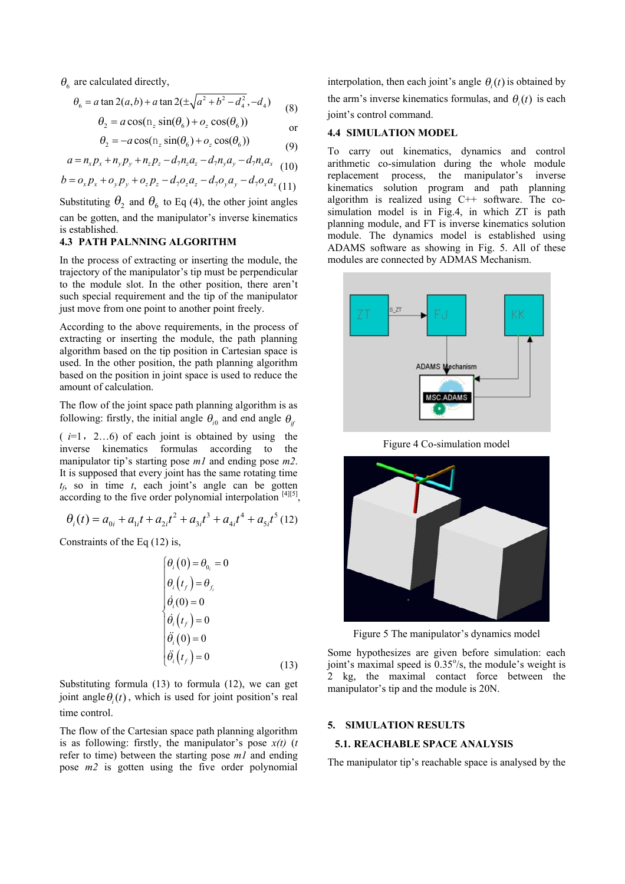$\theta_6$ are calculated directly,

$$\theta_6 = a\tan 2(a,b) + a\tan 2(\pm\sqrt{a^2+b^2-d_4^2}, -d_4) \quad (8)$$

$$\theta_2 = a\cos(n_z \sin(\theta_6) + o_z \cos(\theta_6))$$

or

$$\theta_2 = -a\cos(n_z \sin(\theta_6) + o_z \cos(\theta_6)) \quad (9)$$

$$a = n_x p_x + n_y p_y + n_z p_z - d_7 n_z a_z - d_7 n_y a_y - d_7 n_x a_x \quad (10)$$

$$b = o_x p_x + o_y p_y + o_z p_z - d_7 o_z a_z - d_7 o_y a_y - d_7 o_x a_x \quad (11)$$

Substituting $\theta_2$ and $\theta_6$ to Eq (4), the other joint angles can be gotten, and the manipulator's inverse kinematics is established.

### 4.3 PATH PALNNING ALGORITHM

In the process of extracting or inserting the module, the trajectory of the manipulator's tip must be perpendicular to the module slot. In the other position, there aren't such special requirement and the tip of the manipulator just move from one point to another point freely.

According to the above requirements, in the process of extracting or inserting the module, the path planning algorithm based on the tip position in Cartesian space is used. In the other position, the path planning algorithm based on the position in joint space is used to reduce the amount of calculation.

The flow of the joint space path planning algorithm is as following: firstly, the initial angle $\theta_{i0}$ and end angle $\theta_{if}$ ($i$=1，2…6) of each joint is obtained by using the inverse kinematics formulas according to the manipulator tip's starting pose *m1* and ending pose *m2*. It is supposed that every joint has the same rotating time $t_f$, so in time $t$, each joint's angle can be gotten according to the five order polynomial interpolation [4][5],

$$\theta_i(t) = a_{0i} + a_{1i}t + a_{2i}t^2 + a_{3i}t^3 + a_{4i}t^4 + a_{5i}t^5 \quad (12)$$

Constraints of the Eq (12) is,

$$\begin{cases} \theta_i(0) = \theta_{0_i} = 0 \\ \theta_i(t_f) = \theta_{f_i} \\ \dot{\theta}_i(0) = 0 \\ \dot{\theta}_i(t_f) = 0 \\ \ddot{\theta}_i(0) = 0 \\ \ddot{\theta}_i(t_f) = 0 \end{cases} \quad (13)$$

Substituting formula (13) to formula (12), we can get joint angle $\theta_i(t)$, which is used for joint position's real time control.

The flow of the Cartesian space path planning algorithm is as following: firstly, the manipulator's pose *x(t)* (*t* refer to time) between the starting pose *m1* and ending pose *m2* is gotten using the five order polynomial interpolation, then each joint's angle $\theta_i(t)$ is obtained by the arm's inverse kinematics formulas, and $\theta_i(t)$ is each joint's control command.

### 4.4 SIMULATION MODEL

To carry out kinematics, dynamics and control arithmetic co-simulation during the whole module replacement process, the manipulator's inverse kinematics solution program and path planning algorithm is realized using C++ software. The co-simulation model is in Fig.4, in which ZT is path planning module, and FT is inverse kinematics solution module. The dynamics model is established using ADAMS software as showing in Fig. 5. All of these modules are connected by ADMAS Mechanism.

Figure 4 Co-simulation model

Figure 5 The manipulator's dynamics model

Some hypothesizes are given before simulation: each joint's maximal speed is 0.35°/s, the module's weight is 2 kg, the maximal contact force between the manipulator's tip and the module is 20N.

## 5. SIMULATION RESULTS

### 5.1. REACHABLE SPACE ANALYSIS

The manipulator tip's reachable space is analysed by the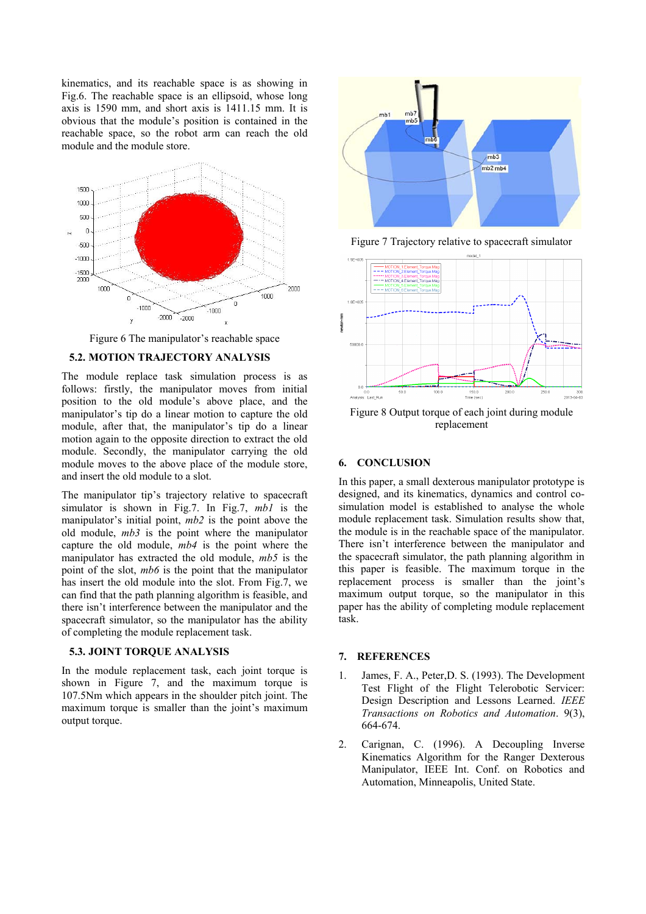kinematics, and its reachable space is as showing in Fig.6. The reachable space is an ellipsoid, whose long axis is 1590 mm, and short axis is 1411.15 mm. It is obvious that the module's position is contained in the reachable space, so the robot arm can reach the old module and the module store.

Figure 6 The manipulator's reachable space

### 5.2. MOTION TRAJECTORY ANALYSIS

The module replace task simulation process is as follows: firstly, the manipulator moves from initial position to the old module's above place, and the manipulator's tip do a linear motion to capture the old module, after that, the manipulator's tip do a linear motion again to the opposite direction to extract the old module. Secondly, the manipulator carrying the old module moves to the above place of the module store, and insert the old module to a slot.

The manipulator tip's trajectory relative to spacecraft simulator is shown in Fig.7. In Fig.7, *mb1* is the manipulator's initial point, *mb2* is the point above the old module, *mb3* is the point where the manipulator capture the old module, *mb4* is the point where the manipulator has extracted the old module, *mb5* is the point of the slot, *mb6* is the point that the manipulator has insert the old module into the slot. From Fig.7, we can find that the path planning algorithm is feasible, and there isn't interference between the manipulator and the spacecraft simulator, so the manipulator has the ability of completing the module replacement task.

### 5.3. JOINT TORQUE ANALYSIS

In the module replacement task, each joint torque is shown in Figure 7, and the maximum torque is 107.5Nm which appears in the shoulder pitch joint. The maximum torque is smaller than the joint's maximum output torque.

Figure 7 Trajectory relative to spacecraft simulator

Figure 8 Output torque of each joint during module replacement

## 6. CONCLUSION

In this paper, a small dexterous manipulator prototype is designed, and its kinematics, dynamics and control co-simulation model is established to analyse the whole module replacement task. Simulation results show that, the module is in the reachable space of the manipulator. There isn't interference between the manipulator and the spacecraft simulator, the path planning algorithm in this paper is feasible. The maximum torque in the replacement process is smaller than the joint's maximum output torque, so the manipulator in this paper has the ability of completing module replacement task.

## 7. REFERENCES

1. James, F. A., Peter,D. S. (1993). The Development Test Flight of the Flight Telerobotic Servicer: Design Description and Lessons Learned. *IEEE Transactions on Robotics and Automation*. 9(3), 664-674.

2. Carignan, C. (1996). A Decoupling Inverse Kinematics Algorithm for the Ranger Dexterous Manipulator, IEEE Int. Conf. on Robotics and Automation, Minneapolis, United State.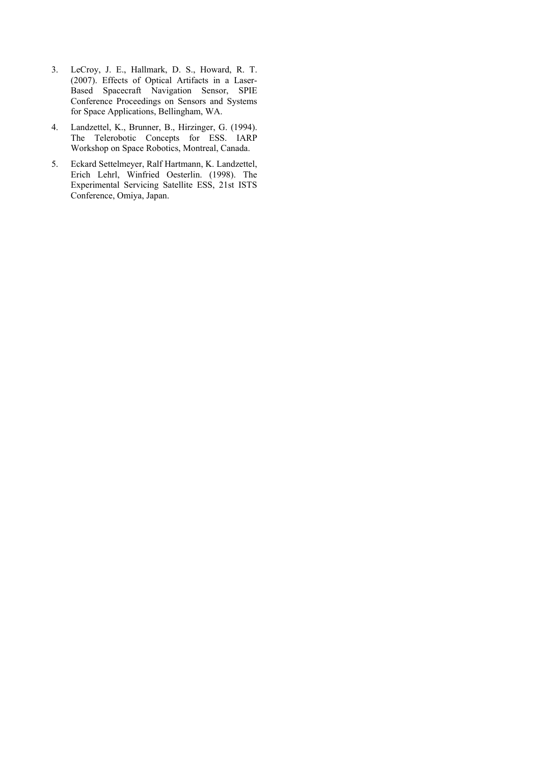3. LeCroy, J. E., Hallmark, D. S., Howard, R. T. (2007). Effects of Optical Artifacts in a Laser-Based Spacecraft Navigation Sensor, SPIE Conference Proceedings on Sensors and Systems for Space Applications, Bellingham, WA.

4. Landzettel, K., Brunner, B., Hirzinger, G. (1994). The Telerobotic Concepts for ESS. IARP Workshop on Space Robotics, Montreal, Canada.

5. Eckard Settelmeyer, Ralf Hartmann, K. Landzettel, Erich Lehrl, Winfried Oesterlin. (1998). The Experimental Servicing Satellite ESS, 21st ISTS Conference, Omiya, Japan.